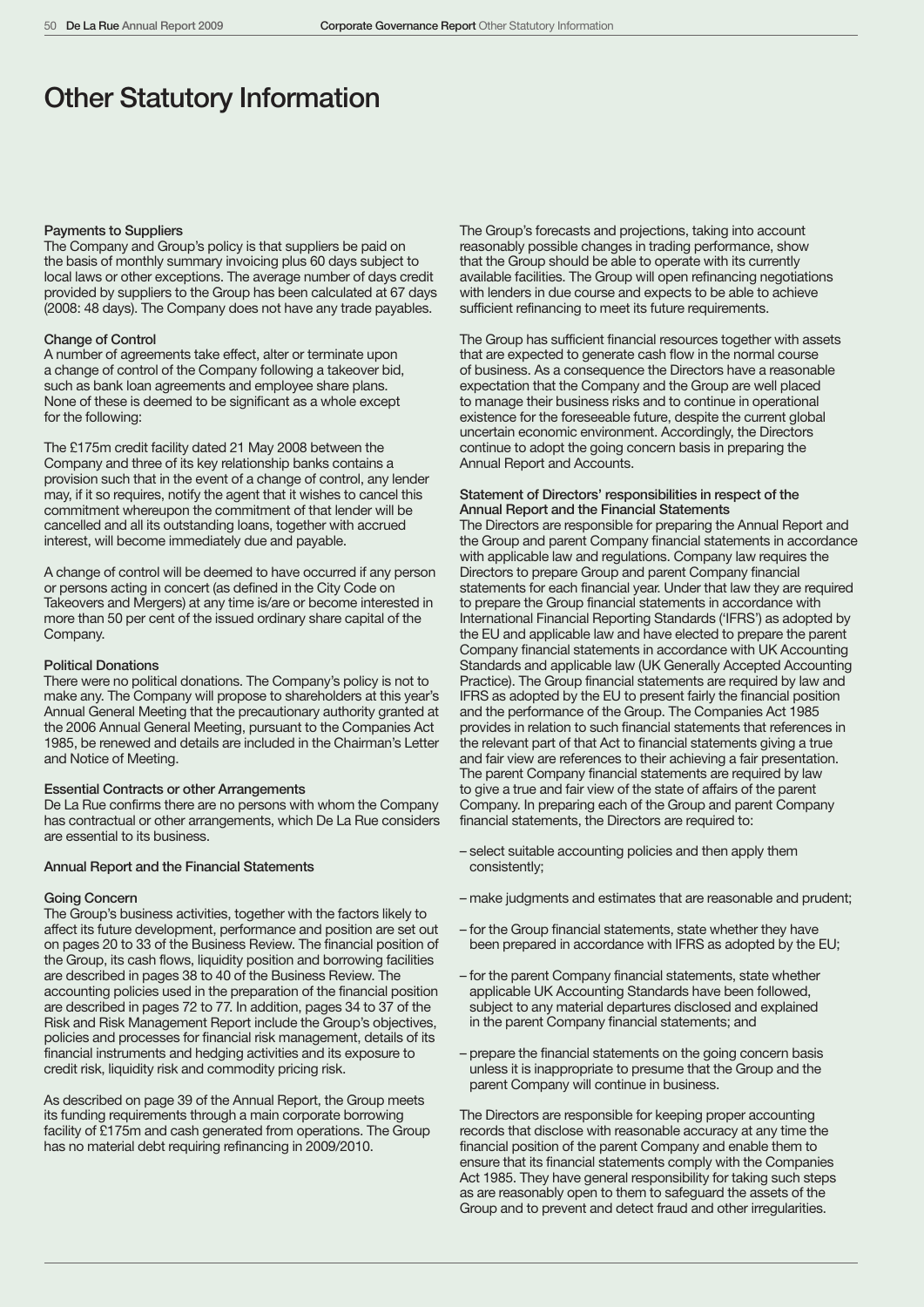# Other Statutory Information

### Payments to Suppliers

The Company and Group's policy is that suppliers be paid on the basis of monthly summary invoicing plus 60 days subject to local laws or other exceptions. The average number of days credit provided by suppliers to the Group has been calculated at 67 days (2008: 48 days). The Company does not have any trade payables.

### Change of Control

A number of agreements take effect, alter or terminate upon a change of control of the Company following a takeover bid, such as bank loan agreements and employee share plans. None of these is deemed to be significant as a whole except for the following:

The £175m credit facility dated 21 May 2008 between the Company and three of its key relationship banks contains a provision such that in the event of a change of control, any lender may, if it so requires, notify the agent that it wishes to cancel this commitment whereupon the commitment of that lender will be cancelled and all its outstanding loans, together with accrued interest, will become immediately due and payable.

A change of control will be deemed to have occurred if any person or persons acting in concert (as defined in the City Code on Takeovers and Mergers) at any time is/are or become interested in more than 50 per cent of the issued ordinary share capital of the Company.

### Political Donations

There were no political donations. The Company's policy is not to make any. The Company will propose to shareholders at this year's Annual General Meeting that the precautionary authority granted at the 2006 Annual General Meeting, pursuant to the Companies Act 1985, be renewed and details are included in the Chairman's Letter and Notice of Meeting.

### Essential Contracts or other Arrangements

De La Rue confirms there are no persons with whom the Company has contractual or other arrangements, which De La Rue considers are essential to its business.

## Annual Report and the Financial Statements

### Going Concern

The Group's business activities, together with the factors likely to affect its future development, performance and position are set out on pages 20 to 33 of the Business Review. The financial position of the Group, its cash flows, liquidity position and borrowing facilities are described in pages 38 to 40 of the Business Review. The accounting policies used in the preparation of the financial position are described in pages 72 to 77. In addition, pages 34 to 37 of the Risk and Risk Management Report include the Group's objectives, policies and processes for financial risk management, details of its financial instruments and hedging activities and its exposure to credit risk, liquidity risk and commodity pricing risk.

As described on page 39 of the Annual Report, the Group meets its funding requirements through a main corporate borrowing facility of £175m and cash generated from operations. The Group has no material debt requiring refinancing in 2009/2010.

The Group's forecasts and projections, taking into account reasonably possible changes in trading performance, show that the Group should be able to operate with its currently available facilities. The Group will open refinancing negotiations with lenders in due course and expects to be able to achieve sufficient refinancing to meet its future requirements.

The Group has sufficient financial resources together with assets that are expected to generate cash flow in the normal course of business. As a consequence the Directors have a reasonable expectation that the Company and the Group are well placed to manage their business risks and to continue in operational existence for the foreseeable future, despite the current global uncertain economic environment. Accordingly, the Directors continue to adopt the going concern basis in preparing the Annual Report and Accounts.

### Statement of Directors' responsibilities in respect of the Annual Report and the Financial Statements

The Directors are responsible for preparing the Annual Report and the Group and parent Company financial statements in accordance with applicable law and regulations. Company law requires the Directors to prepare Group and parent Company financial statements for each financial year. Under that law they are required to prepare the Group financial statements in accordance with International Financial Reporting Standards ('IFRS') as adopted by the EU and applicable law and have elected to prepare the parent Company financial statements in accordance with UK Accounting Standards and applicable law (UK Generally Accepted Accounting Practice). The Group financial statements are required by law and IFRS as adopted by the EU to present fairly the financial position and the performance of the Group. The Companies Act 1985 provides in relation to such financial statements that references in the relevant part of that Act to financial statements giving a true and fair view are references to their achieving a fair presentation. The parent Company financial statements are required by law to give a true and fair view of the state of affairs of the parent Company. In preparing each of the Group and parent Company financial statements, the Directors are required to:

- select suitable accounting policies and then apply them consistently;
- make judgments and estimates that are reasonable and prudent;
- for the Group financial statements, state whether they have been prepared in accordance with IFRS as adopted by the EU;
- for the parent Company financial statements, state whether applicable UK Accounting Standards have been followed, subject to any material departures disclosed and explained in the parent Company financial statements; and
- prepare the financial statements on the going concern basis unless it is inappropriate to presume that the Group and the parent Company will continue in business.

The Directors are responsible for keeping proper accounting records that disclose with reasonable accuracy at any time the financial position of the parent Company and enable them to ensure that its financial statements comply with the Companies Act 1985. They have general responsibility for taking such steps as are reasonably open to them to safeguard the assets of the Group and to prevent and detect fraud and other irregularities.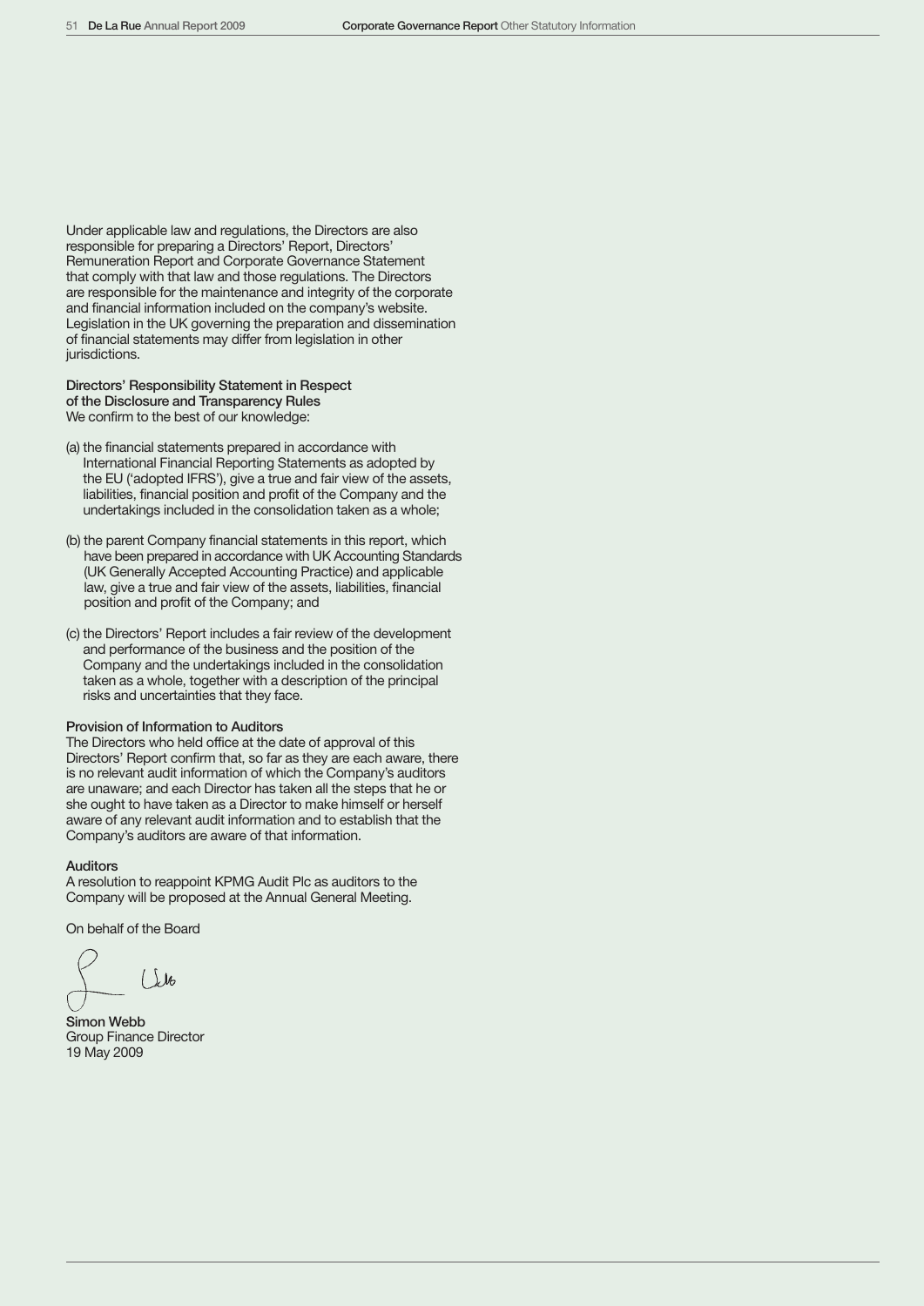Under applicable law and regulations, the Directors are also responsible for preparing a Directors' Report, Directors' Remuneration Report and Corporate Governance Statement that comply with that law and those regulations. The Directors are responsible for the maintenance and integrity of the corporate and financial information included on the company's website. Legislation in the UK governing the preparation and dissemination of financial statements may differ from legislation in other jurisdictions.

**Directors' Responsibility Statement in Respect of the Disclosure and Transparency Rules**

We confirm to the best of our knowledge:

(a) the financial statements prepared in accordance with International Financial Reporting Statements as adopted by the EU ('adopted IFRS'), give a true and fair view of the assets, liabilities, financial position and profit of the Company and the undertakings included in the consolidation taken as a whole;

(b) the parent Company financial statements in this report, which have been prepared in accordance with UK Accounting Standards (UK Generally Accepted Accounting Practice) and applicable law, give a true and fair view of the assets, liabilities, financial position and profit of the Company; and

(c) the Directors' Report includes a fair review of the development and performance of the business and the position of the Company and the undertakings included in the consolidation taken as a whole, together with a description of the principal risks and uncertainties that they face.

**Provision of Information to Auditors**

The Directors who held office at the date of approval of this Directors' Report confirm that, so far as they are each aware, there is no relevant audit information of which the Company's auditors are unaware; and each Director has taken all the steps that he or she ought to have taken as a Director to make himself or herself aware of any relevant audit information and to establish that the Company's auditors are aware of that information.

**Auditors**

A resolution to reappoint KPMG Audit Plc as auditors to the Company will be proposed at the Annual General Meeting.

On behalf of the Board

**Simon Webb**
Group Finance Director
19 May 2009